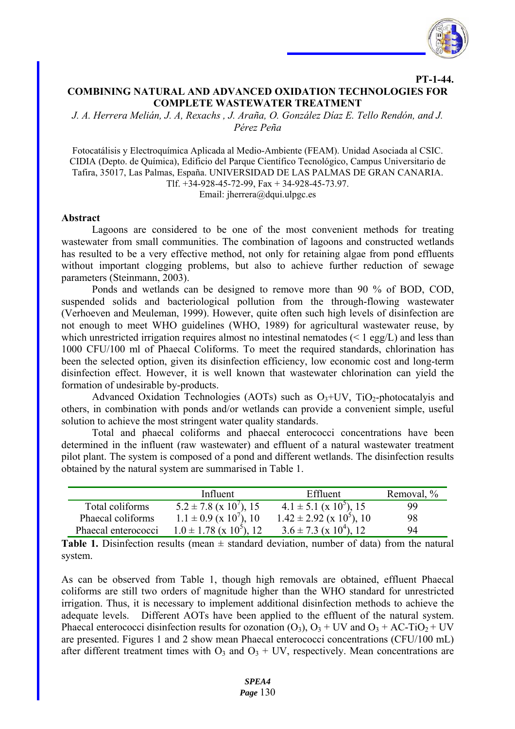**PT-1-44.**

# COMBINING NATURAL AND ADVANCED OXIDATION TECHNOLOGIES FOR COMPLETE WASTEWATER TREATMENT

*J. A. Herrera Melián, J. A, Rexachs , J. Araña, O. González Díaz E. Tello Rendón, and J. Pérez Peña*

Fotocatálisis y Electroquímica Aplicada al Medio-Ambiente (FEAM). Unidad Asociada al CSIC. CIDIA (Depto. de Química), Edificio del Parque Científico Tecnológico, Campus Universitario de Tafira, 35017, Las Palmas, España. UNIVERSIDAD DE LAS PALMAS DE GRAN CANARIA. Tlf. +34-928-45-72-99, Fax + 34-928-45-73.97. Email: jherrera@dqui.ulpgc.es

## Abstract

Lagoons are considered to be one of the most convenient methods for treating wastewater from small communities. The combination of lagoons and constructed wetlands has resulted to be a very effective method, not only for retaining algae from pond effluents without important clogging problems, but also to achieve further reduction of sewage parameters (Steinmann, 2003).

Ponds and wetlands can be designed to remove more than 90 % of BOD, COD, suspended solids and bacteriological pollution from the through-flowing wastewater (Verhoeven and Meuleman, 1999). However, quite often such high levels of disinfection are not enough to meet WHO guidelines (WHO, 1989) for agricultural wastewater reuse, by which unrestricted irrigation requires almost no intestinal nematodes (< 1 egg/L) and less than 1000 CFU/100 ml of Phaecal Coliforms. To meet the required standards, chlorination has been the selected option, given its disinfection efficiency, low economic cost and long-term disinfection effect. However, it is well known that wastewater chlorination can yield the formation of undesirable by-products.

Advanced Oxidation Technologies (AOTs) such as $O_3$+UV, $TiO_2$-photocatalyis and others, in combination with ponds and/or wetlands can provide a convenient simple, useful solution to achieve the most stringent water quality standards.

Total and phaecal coliforms and phaecal enterococci concentrations have been determined in the influent (raw wastewater) and effluent of a natural wastewater treatment pilot plant. The system is composed of a pond and different wetlands. The disinfection results obtained by the natural system are summarised in Table 1.

| | Influent | Effluent | Removal, % |
|---|---|---|---|
| Total coliforms | $5.2 \pm 7.8$ (x $10^7$), 15 | $4.1 \pm 5.1$ (x $10^5$), 15 | 99 |
| Phaecal coliforms | $1.1 \pm 0.9$ (x $10^7$), 10 | $1.42 \pm 2.92$ (x $10^5$), 10 | 98 |
| Phaecal enterococci | $1.0 \pm 1.78$ (x $10^5$), 12 | $3.6 \pm 7.3$ (x $10^4$), 12 | 94 |

**Table 1.** Disinfection results (mean ± standard deviation, number of data) from the natural system.

As can be observed from Table 1, though high removals are obtained, effluent Phaecal coliforms are still two orders of magnitude higher than the WHO standard for unrestricted irrigation. Thus, it is necessary to implement additional disinfection methods to achieve the adequate levels. Different AOTs have been applied to the effluent of the natural system. Phaecal enterococci disinfection results for ozonation ($O_3$), $O_3$ + UV and $O_3$ + AC-$TiO_2$ + UV are presented. Figures 1 and 2 show mean Phaecal enterococci concentrations (CFU/100 mL) after different treatment times with $O_3$ and $O_3$ + UV, respectively. Mean concentrations are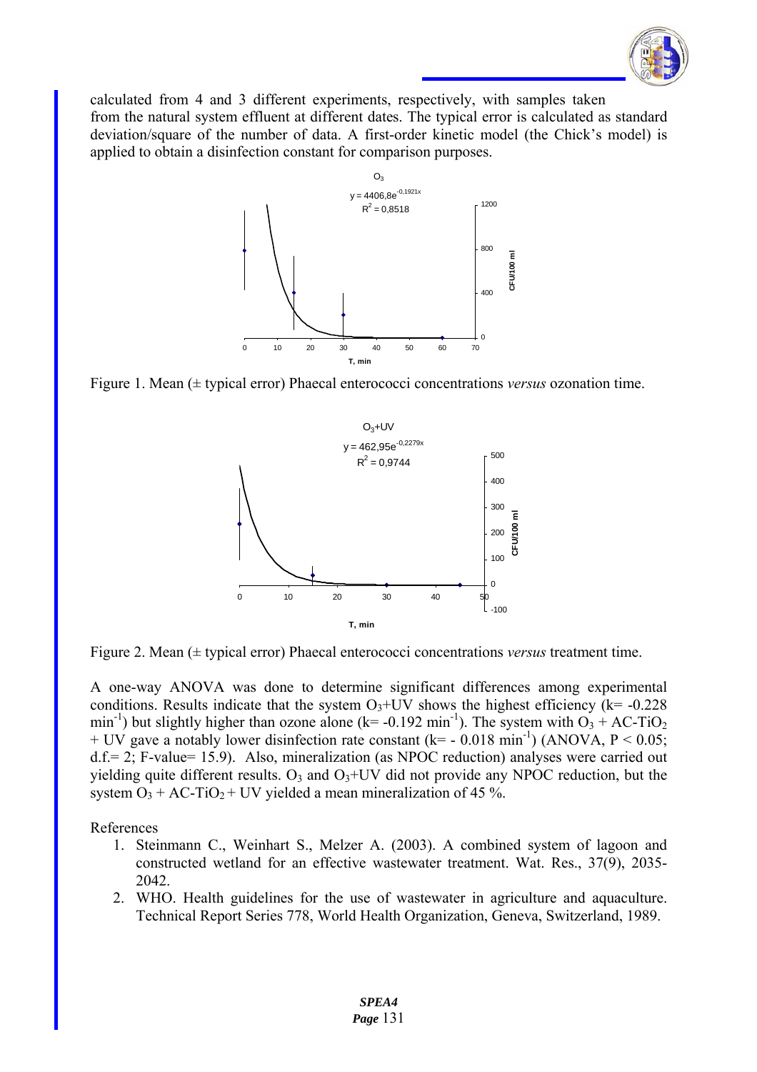calculated from 4 and 3 different experiments, respectively, with samples taken from the natural system effluent at different dates. The typical error is calculated as standard deviation/square of the number of data. A first-order kinetic model (the Chick's model) is applied to obtain a disinfection constant for comparison purposes.

$O_3$

$y = 4406{,}8e^{-0{,}1921x}$

$R^2 = 0{,}8518$

CFU/100 ml

1200
800
400
0

0 10 20 30 40 50 60 70

T, min

Figure 1. Mean (± typical error) Phaecal enterococci concentrations *versus* ozonation time.

$O_3$+UV

$y = 462{,}95e^{-0{,}2279x}$

$R^2 = 0{,}9744$

CFU/100 ml

500
400
300
200
100
0
-100

0 10 20 30 40 50

T, min

Figure 2. Mean (± typical error) Phaecal enterococci concentrations *versus* treatment time.

A one-way ANOVA was done to determine significant differences among experimental conditions. Results indicate that the system $O_3$+UV shows the highest efficiency (k= -0.228 $min^{-1}$) but slightly higher than ozone alone (k= -0.192 $min^{-1}$). The system with $O_3$ + AC-$TiO_2$ + UV gave a notably lower disinfection rate constant (k= - 0.018 $min^{-1}$) (ANOVA, $P < 0.05$; d.f.= 2; F-value= 15.9). Also, mineralization (as NPOC reduction) analyses were carried out yielding quite different results. $O_3$ and $O_3$+UV did not provide any NPOC reduction, but the system $O_3$ + AC-$TiO_2$ + UV yielded a mean mineralization of 45 %.

References

1. Steinmann C., Weinhart S., Melzer A. (2003). A combined system of lagoon and constructed wetland for an effective wastewater treatment. Wat. Res., 37(9), 2035-2042.
2. WHO. Health guidelines for the use of wastewater in agriculture and aquaculture. Technical Report Series 778, World Health Organization, Geneva, Switzerland, 1989.